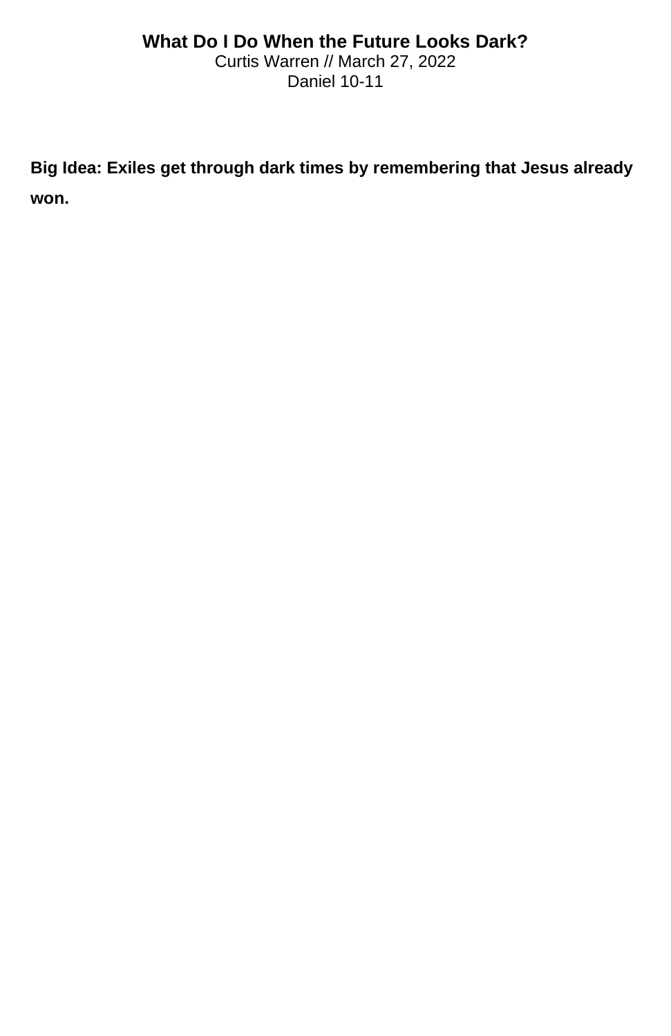# What Do I Do When the Future Looks Dark?

Curtis Warren // March 27, 2022

Daniel 10-11

**Big Idea: Exiles get through dark times by remembering that Jesus already won.**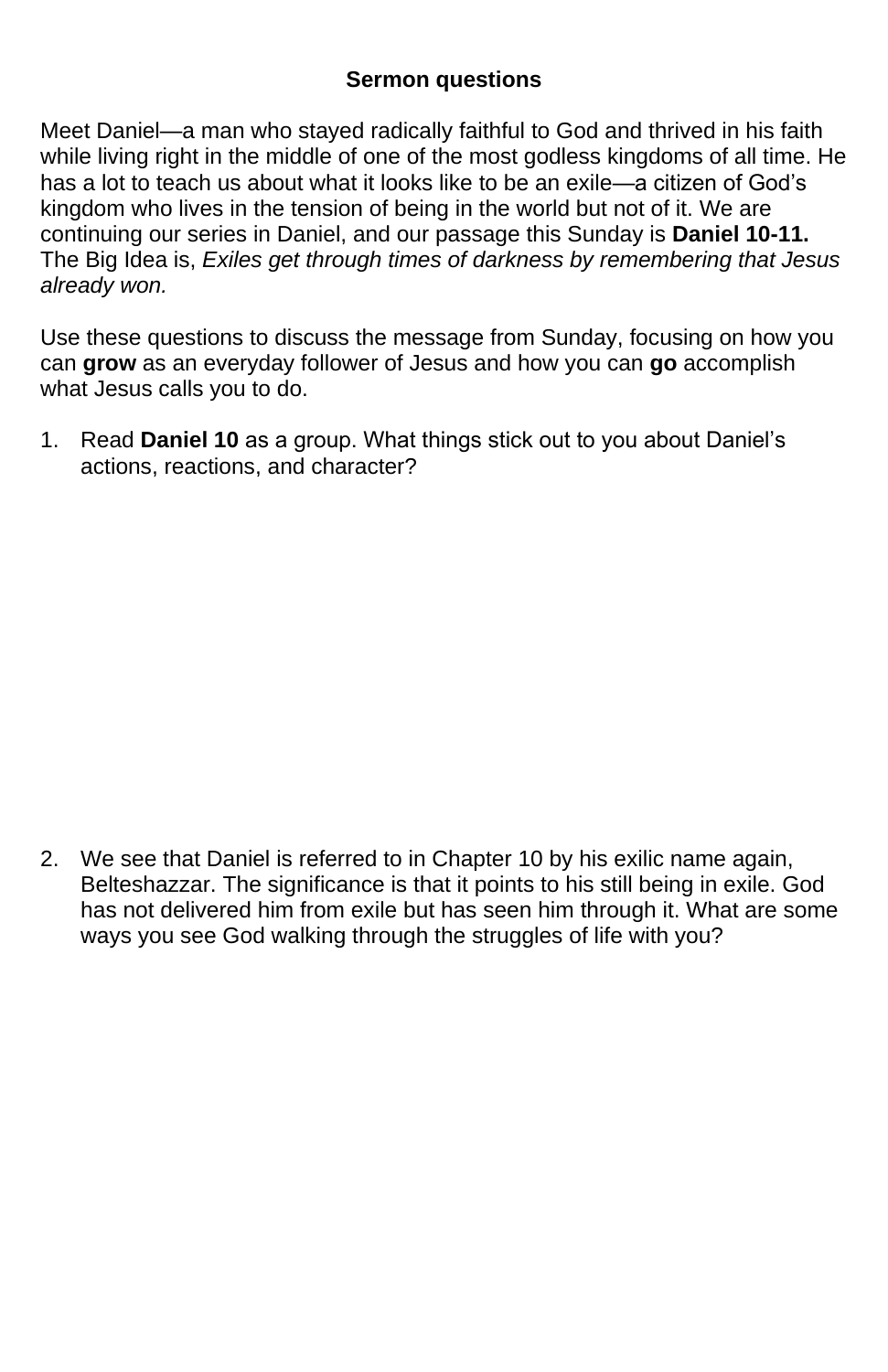**Sermon questions**

Meet Daniel—a man who stayed radically faithful to God and thrived in his faith while living right in the middle of one of the most godless kingdoms of all time. He has a lot to teach us about what it looks like to be an exile—a citizen of God's kingdom who lives in the tension of being in the world but not of it. We are continuing our series in Daniel, and our passage this Sunday is **Daniel 10-11.** The Big Idea is, *Exiles get through times of darkness by remembering that Jesus already won.*

Use these questions to discuss the message from Sunday, focusing on how you can **grow** as an everyday follower of Jesus and how you can **go** accomplish what Jesus calls you to do.

1. Read **Daniel 10** as a group. What things stick out to you about Daniel's actions, reactions, and character?

2. We see that Daniel is referred to in Chapter 10 by his exilic name again, Belteshazzar. The significance is that it points to his still being in exile. God has not delivered him from exile but has seen him through it. What are some ways you see God walking through the struggles of life with you?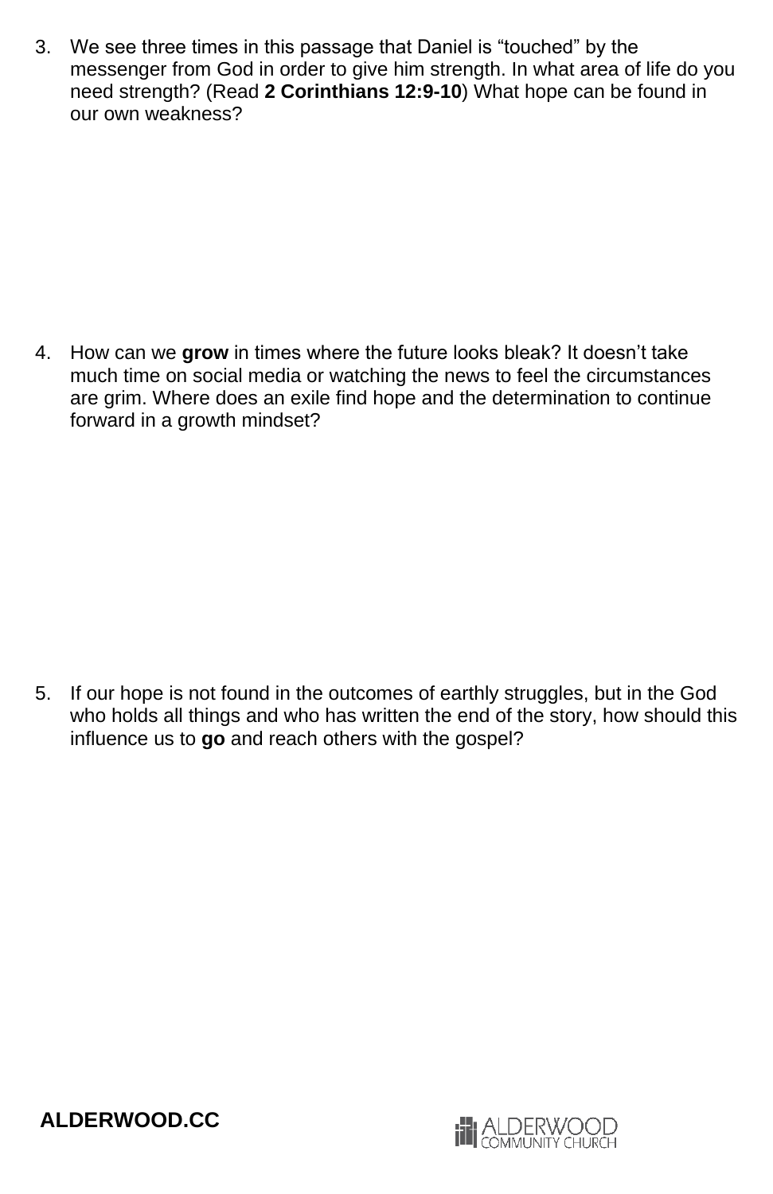3. We see three times in this passage that Daniel is “touched” by the messenger from God in order to give him strength. In what area of life do you need strength? (Read **2 Corinthians 12:9-10**) What hope can be found in our own weakness?

4. How can we **grow** in times where the future looks bleak? It doesn’t take much time on social media or watching the news to feel the circumstances are grim. Where does an exile find hope and the determination to continue forward in a growth mindset?

5. If our hope is not found in the outcomes of earthly struggles, but in the God who holds all things and who has written the end of the story, how should this influence us to **go** and reach others with the gospel?

**ALDERWOOD.CC**

ALDERWOOD COMMUNITY CHURCH